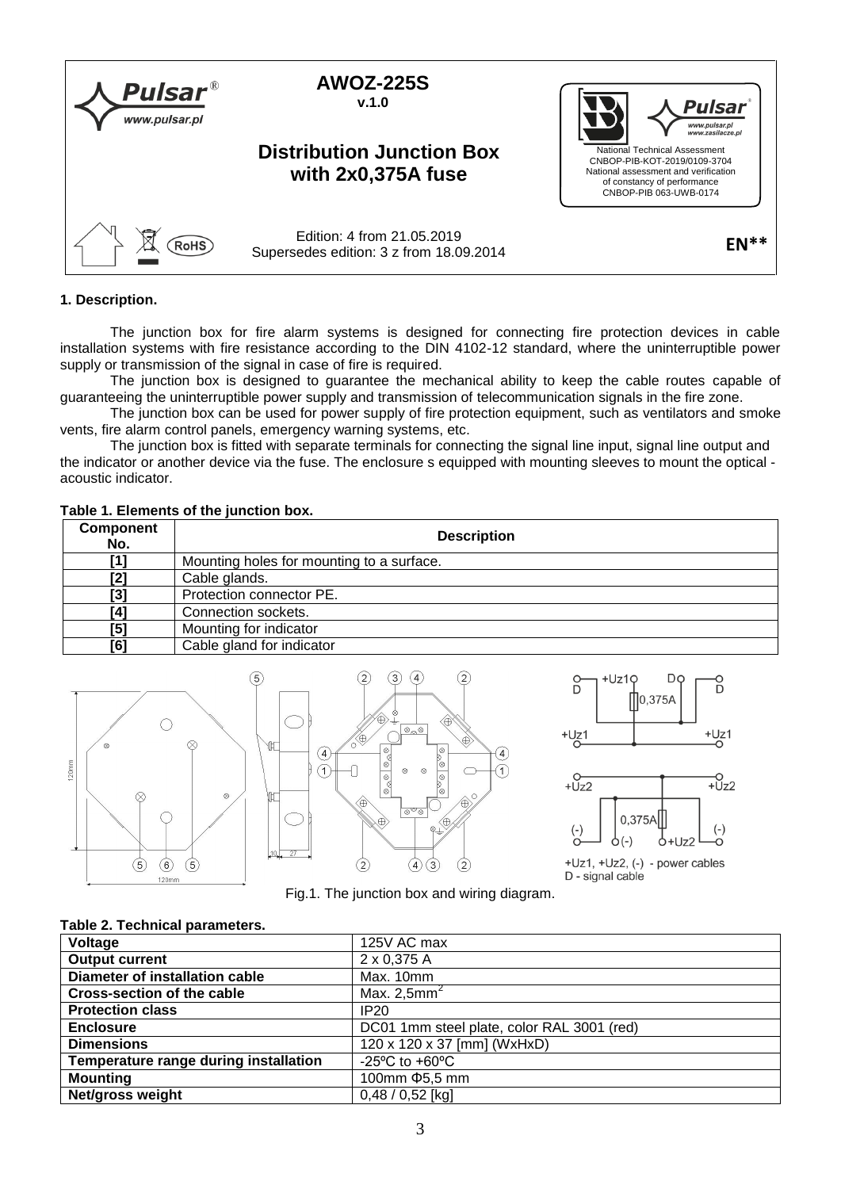# AWOZ-225S

v.1.0

## Distribution Junction Box with 2x0,375A fuse

National Technical Assessment
CNBOP-PIB-KOT-2019/0109-3704
National assessment and verification of constancy of performance
CNBOP-PIB 063-UWB-0174

Edition: 4 from 21.05.2019
Supersedes edition: 3 z from 18.09.2014

EN**

### 1. Description.

The junction box for fire alarm systems is designed for connecting fire protection devices in cable installation systems with fire resistance according to the DIN 4102-12 standard, where the uninterruptible power supply or transmission of the signal in case of fire is required.

The junction box is designed to guarantee the mechanical ability to keep the cable routes capable of guaranteeing the uninterruptible power supply and transmission of telecommunication signals in the fire zone.

The junction box can be used for power supply of fire protection equipment, such as ventilators and smoke vents, fire alarm control panels, emergency warning systems, etc.

The junction box is fitted with separate terminals for connecting the signal line input, signal line output and the indicator or another device via the fuse. The enclosure s equipped with mounting sleeves to mount the optical - acoustic indicator.

**Table 1. Elements of the junction box.**

| Component No. | Description |
|---|---|
| [1] | Mounting holes for mounting to a surface. |
| [2] | Cable glands. |
| [3] | Protection connector PE. |
| [4] | Connection sockets. |
| [5] | Mounting for indicator |
| [6] | Cable gland for indicator |

+Uz1, +Uz2, (-) - power cables
D - signal cable

Fig.1. The junction box and wiring diagram.

**Table 2. Technical parameters.**

| Voltage | 125V AC max |
|---|---|
| **Output current** | 2 x 0,375 A |
| **Diameter of installation cable** | Max. 10mm |
| **Cross-section of the cable** | Max. 2,5mm$^2$ |
| **Protection class** | IP20 |
| **Enclosure** | DC01 1mm steel plate, color RAL 3001 (red) |
| **Dimensions** | 120 x 120 x 37 [mm] (WxHxD) |
| **Temperature range during installation** | -25ºC to +60ºC |
| **Mounting** | 100mm Φ5,5 mm |
| **Net/gross weight** | 0,48 / 0,52 [kg] |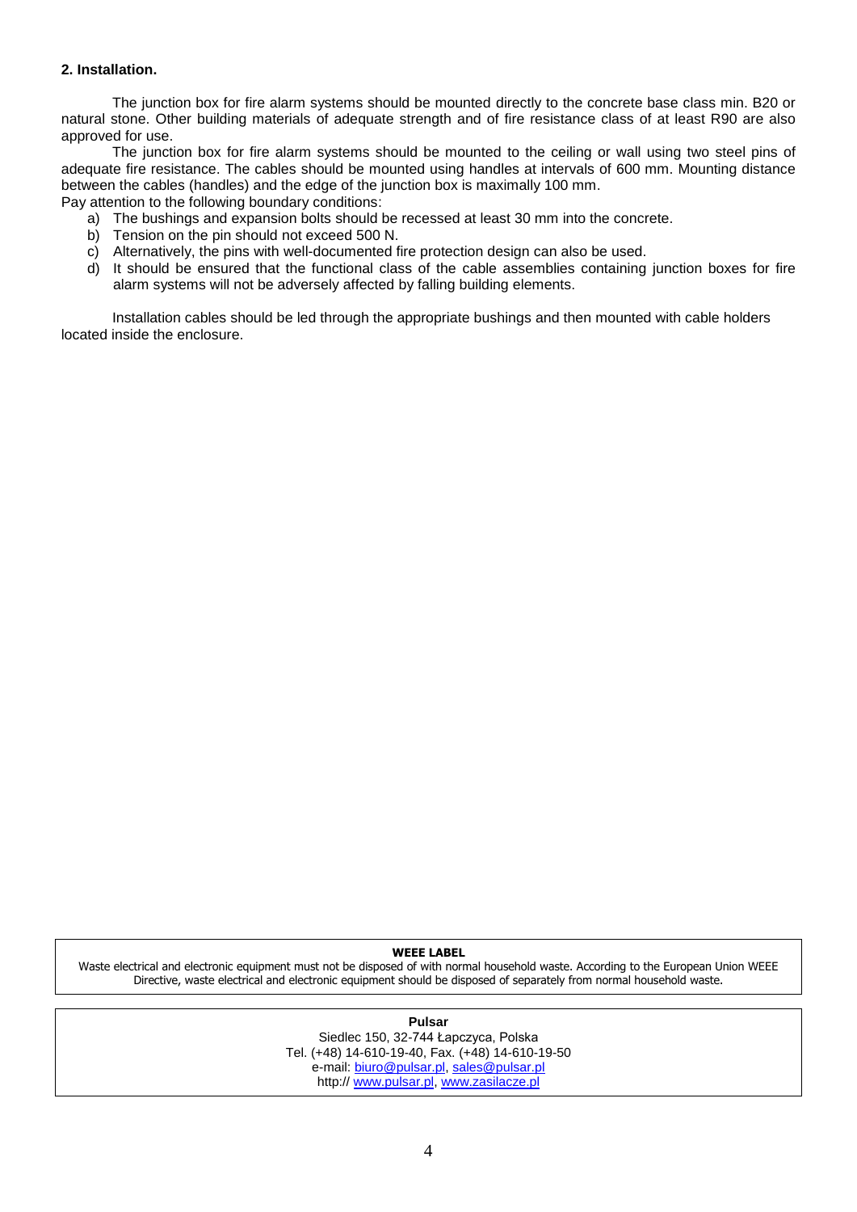## 2. Installation.

The junction box for fire alarm systems should be mounted directly to the concrete base class min. B20 or natural stone. Other building materials of adequate strength and of fire resistance class of at least R90 are also approved for use.

The junction box for fire alarm systems should be mounted to the ceiling or wall using two steel pins of adequate fire resistance. The cables should be mounted using handles at intervals of 600 mm. Mounting distance between the cables (handles) and the edge of the junction box is maximally 100 mm.

Pay attention to the following boundary conditions:

a) The bushings and expansion bolts should be recessed at least 30 mm into the concrete.
b) Tension on the pin should not exceed 500 N.
c) Alternatively, the pins with well-documented fire protection design can also be used.
d) It should be ensured that the functional class of the cable assemblies containing junction boxes for fire alarm systems will not be adversely affected by falling building elements.

Installation cables should be led through the appropriate bushings and then mounted with cable holders located inside the enclosure.

**WEEE LABEL**

Waste electrical and electronic equipment must not be disposed of with normal household waste. According to the European Union WEEE Directive, waste electrical and electronic equipment should be disposed of separately from normal household waste.

**Pulsar**

Siedlec 150, 32-744 Łapczyca, Polska

Tel. (+48) 14-610-19-40, Fax. (+48) 14-610-19-50

e-mail: biuro@pulsar.pl, sales@pulsar.pl

http:// www.pulsar.pl, www.zasilacze.pl